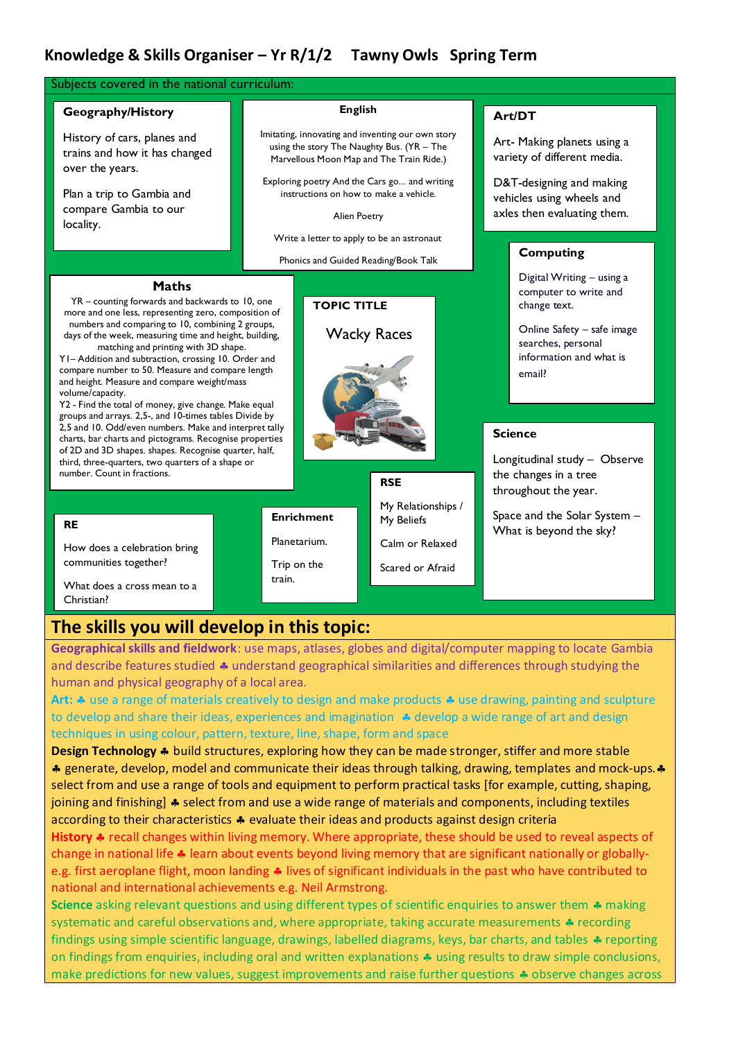# Knowledge & Skills Organiser – Yr R/1/2 Tawny Owls Spring Term

Subjects covered in the national curriculum:

### Geography/History

History of cars, planes and trains and how it has changed over the years.

Plan a trip to Gambia and compare Gambia to our locality.

### English

Imitating, innovating and inventing our own story using the story The Naughty Bus. (YR – The Marvellous Moon Map and The Train Ride.)

Exploring poetry And the Cars go... and writing instructions on how to make a vehicle.

Alien Poetry

Write a letter to apply to be an astronaut

Phonics and Guided Reading/Book Talk

### Art/DT

Art- Making planets using a variety of different media.

D&T-designing and making vehicles using wheels and axles then evaluating them.

### Maths

YR – counting forwards and backwards to 10, one more and one less, representing zero, composition of numbers and comparing to 10, combining 2 groups, days of the week, measuring time and height, building, matching and printing with 3D shape.

Y1– Addition and subtraction, crossing 10. Order and compare number to 50. Measure and compare length and height. Measure and compare weight/mass volume/capacity.

Y2 - Find the total of money, give change. Make equal groups and arrays. 2,5-, and 10-times tables Divide by 2,5 and 10. Odd/even numbers. Make and interpret tally charts, bar charts and pictograms. Recognise properties of 2D and 3D shapes. shapes. Recognise quarter, half, third, three-quarters, two quarters of a shape or number. Count in fractions.

### TOPIC TITLE

Wacky Races

### Computing

Digital Writing – using a computer to write and change text.

Online Safety – safe image searches, personal information and what is email?

### Science

Longitudinal study – Observe the changes in a tree throughout the year.

Space and the Solar System – What is beyond the sky?

### RSE

My Relationships / My Beliefs

Calm or Relaxed

Scared or Afraid

### RE

How does a celebration bring communities together?

What does a cross mean to a Christian?

### Enrichment

Planetarium.

Trip on the train.

## The skills you will develop in this topic:

**Geographical skills and fieldwork**: use maps, atlases, globes and digital/computer mapping to locate Gambia and describe features studied ♣ understand geographical similarities and differences through studying the human and physical geography of a local area.

**Art:** ♣ use a range of materials creatively to design and make products ♣ use drawing, painting and sculpture to develop and share their ideas, experiences and imagination ♣ develop a wide range of art and design techniques in using colour, pattern, texture, line, shape, form and space

**Design Technology** ♣ build structures, exploring how they can be made stronger, stiffer and more stable ♣ generate, develop, model and communicate their ideas through talking, drawing, templates and mock-ups.♣ select from and use a range of tools and equipment to perform practical tasks [for example, cutting, shaping, joining and finishing] ♣ select from and use a wide range of materials and components, including textiles according to their characteristics ♣ evaluate their ideas and products against design criteria

**History** ♣ recall changes within living memory. Where appropriate, these should be used to reveal aspects of change in national life ♣ learn about events beyond living memory that are significant nationally or globally- e.g. first aeroplane flight, moon landing ♣ lives of significant individuals in the past who have contributed to national and international achievements e.g. Neil Armstrong.

**Science** asking relevant questions and using different types of scientific enquiries to answer them ♣ making systematic and careful observations and, where appropriate, taking accurate measurements ♣ recording findings using simple scientific language, drawings, labelled diagrams, keys, bar charts, and tables ♣ reporting on findings from enquiries, including oral and written explanations ♣ using results to draw simple conclusions, make predictions for new values, suggest improvements and raise further questions ♣ observe changes across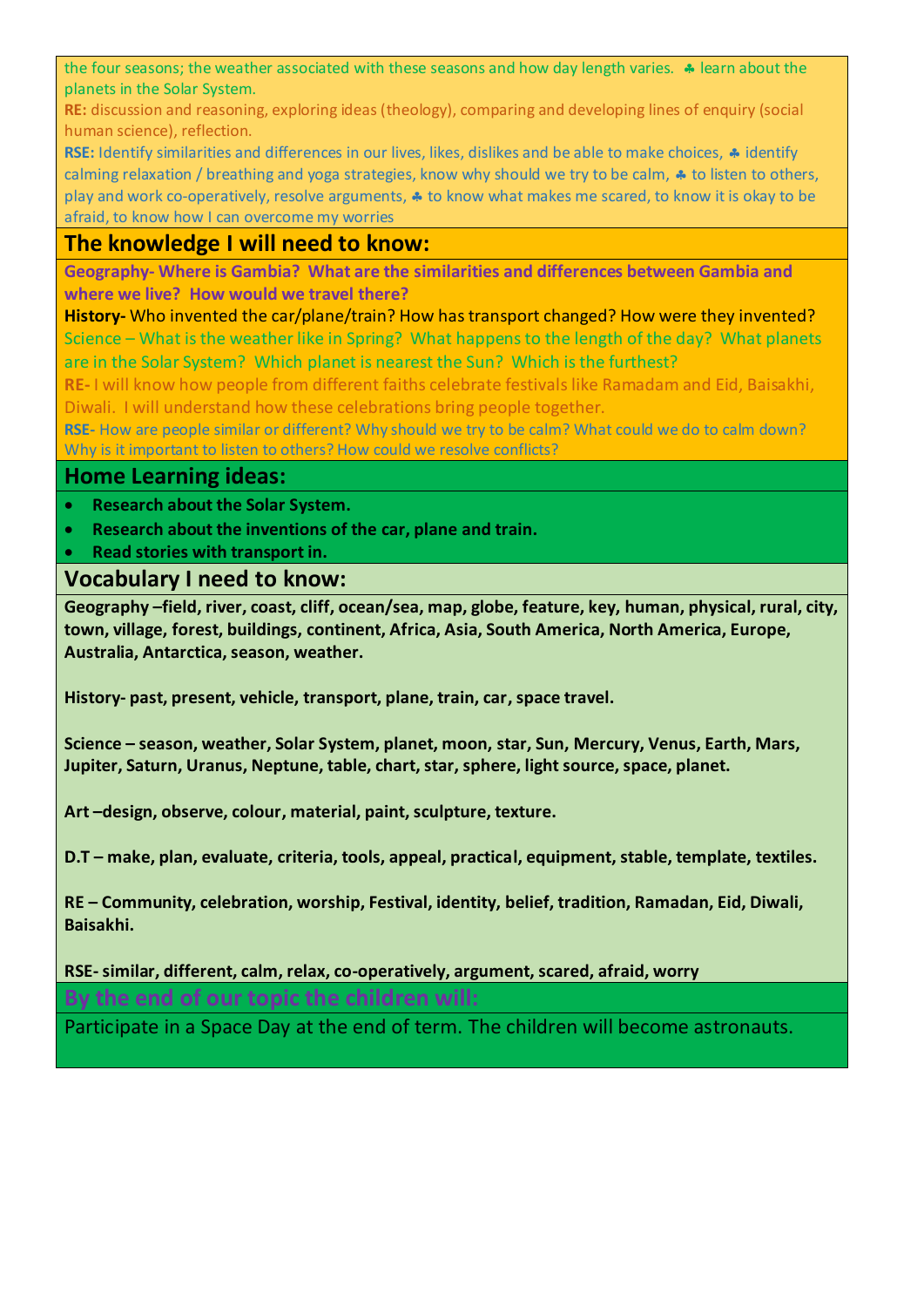the four seasons; the weather associated with these seasons and how day length varies. ♣ learn about the planets in the Solar System.

**RE:** discussion and reasoning, exploring ideas (theology), comparing and developing lines of enquiry (social human science), reflection.

**RSE:** Identify similarities and differences in our lives, likes, dislikes and be able to make choices, ♣ identify calming relaxation / breathing and yoga strategies, know why should we try to be calm, ♣ to listen to others, play and work co-operatively, resolve arguments, ♣ to know what makes me scared, to know it is okay to be afraid, to know how I can overcome my worries

## The knowledge I will need to know:

**Geography- Where is Gambia? What are the similarities and differences between Gambia and where we live? How would we travel there?**

**History-** Who invented the car/plane/train? How has transport changed? How were they invented?

Science – What is the weather like in Spring? What happens to the length of the day? What planets are in the Solar System? Which planet is nearest the Sun? Which is the furthest?

**RE-** I will know how people from different faiths celebrate festivals like Ramadam and Eid, Baisakhi, Diwali. I will understand how these celebrations bring people together.

**RSE-** How are people similar or different? Why should we try to be calm? What could we do to calm down? Why is it important to listen to others? How could we resolve conflicts?

## Home Learning ideas:

- **Research about the Solar System.**
- **Research about the inventions of the car, plane and train.**
- **Read stories with transport in.**

## Vocabulary I need to know:

**Geography –field, river, coast, cliff, ocean/sea, map, globe, feature, key, human, physical, rural, city, town, village, forest, buildings, continent, Africa, Asia, South America, North America, Europe, Australia, Antarctica, season, weather.**

**History- past, present, vehicle, transport, plane, train, car, space travel.**

**Science – season, weather, Solar System, planet, moon, star, Sun, Mercury, Venus, Earth, Mars, Jupiter, Saturn, Uranus, Neptune, table, chart, star, sphere, light source, space, planet.**

**Art –design, observe, colour, material, paint, sculpture, texture.**

**D.T – make, plan, evaluate, criteria, tools, appeal, practical, equipment, stable, template, textiles.**

**RE – Community, celebration, worship, Festival, identity, belief, tradition, Ramadan, Eid, Diwali, Baisakhi.**

**RSE- similar, different, calm, relax, co-operatively, argument, scared, afraid, worry**

## By the end of our topic the children will:

Participate in a Space Day at the end of term. The children will become astronauts.